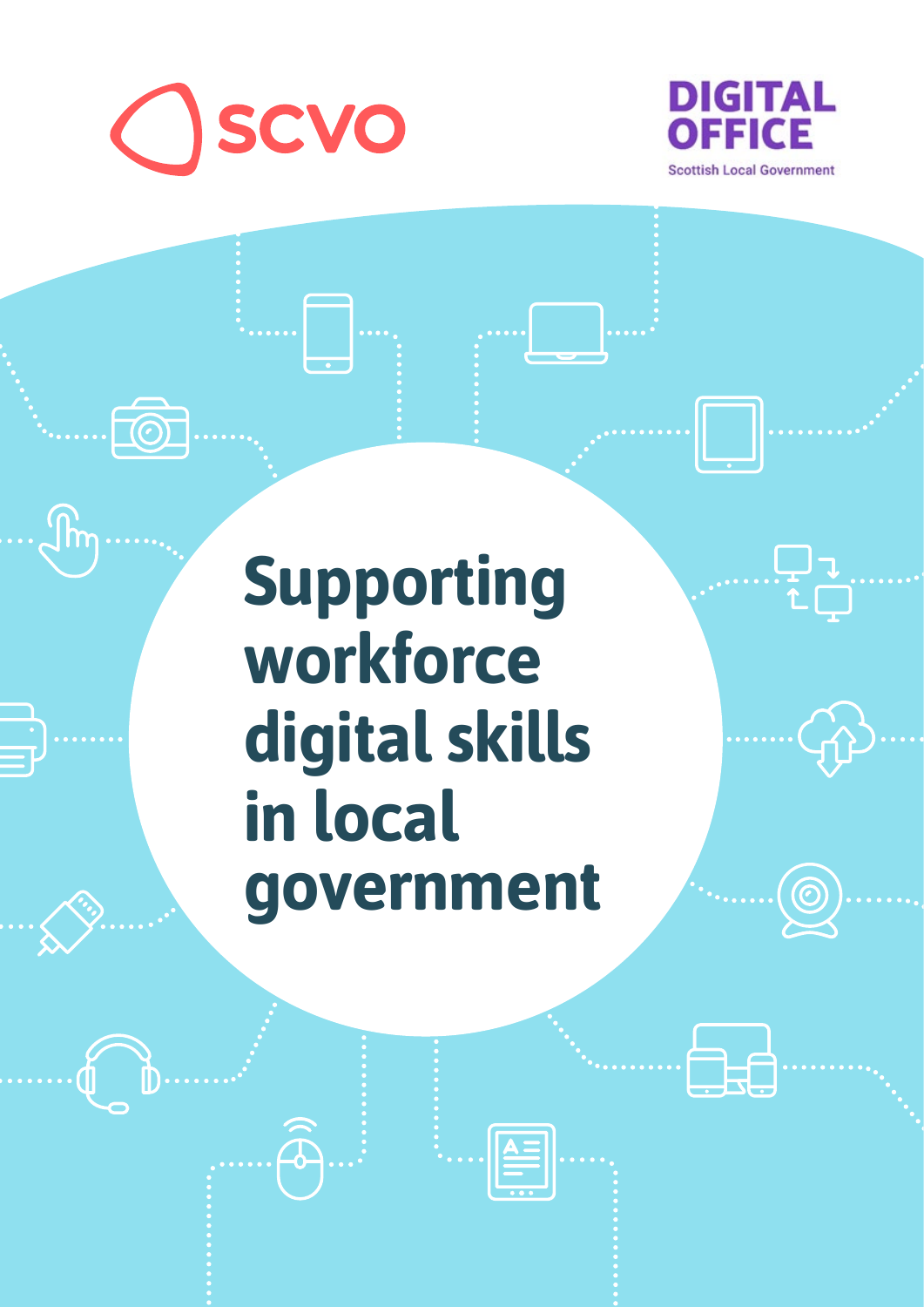scvo

DIGITAL OFFICE

Scottish Local Government

# Supporting workforce digital skills in local government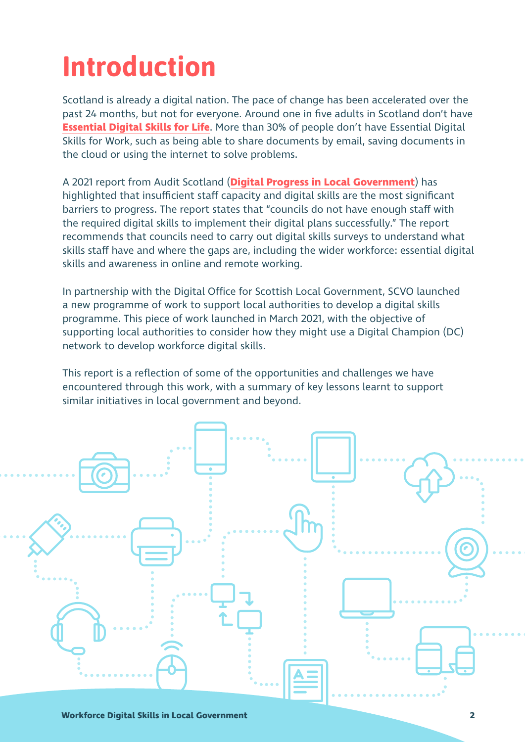# Introduction

Scotland is already a digital nation. The pace of change has been accelerated over the past 24 months, but not for everyone. Around one in five adults in Scotland don't have **Essential Digital Skills for Life**. More than 30% of people don't have Essential Digital Skills for Work, such as being able to share documents by email, saving documents in the cloud or using the internet to solve problems.

A 2021 report from Audit Scotland (**Digital Progress in Local Government**) has highlighted that insufficient staff capacity and digital skills are the most significant barriers to progress. The report states that "councils do not have enough staff with the required digital skills to implement their digital plans successfully." The report recommends that councils need to carry out digital skills surveys to understand what skills staff have and where the gaps are, including the wider workforce: essential digital skills and awareness in online and remote working.

In partnership with the Digital Office for Scottish Local Government, SCVO launched a new programme of work to support local authorities to develop a digital skills programme. This piece of work launched in March 2021, with the objective of supporting local authorities to consider how they might use a Digital Champion (DC) network to develop workforce digital skills.

This report is a reflection of some of the opportunities and challenges we have encountered through this work, with a summary of key lessons learnt to support similar initiatives in local government and beyond.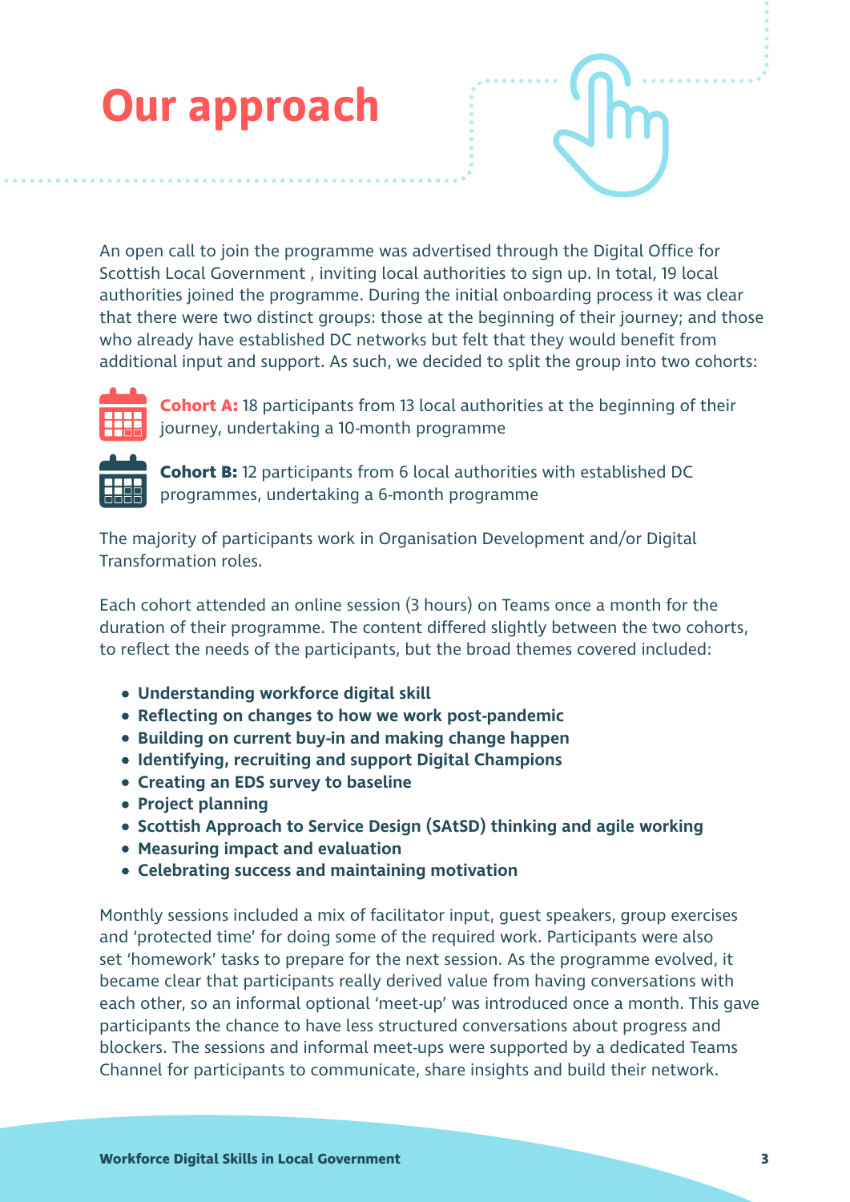# Our approach

An open call to join the programme was advertised through the Digital Office for Scottish Local Government , inviting local authorities to sign up. In total, 19 local authorities joined the programme. During the initial onboarding process it was clear that there were two distinct groups: those at the beginning of their journey; and those who already have established DC networks but felt that they would benefit from additional input and support. As such, we decided to split the group into two cohorts:

**Cohort A:** 18 participants from 13 local authorities at the beginning of their journey, undertaking a 10-month programme

**Cohort B:** 12 participants from 6 local authorities with established DC programmes, undertaking a 6-month programme

The majority of participants work in Organisation Development and/or Digital Transformation roles.

Each cohort attended an online session (3 hours) on Teams once a month for the duration of their programme. The content differed slightly between the two cohorts, to reflect the needs of the participants, but the broad themes covered included:

- **Understanding workforce digital skill**
- **Reflecting on changes to how we work post-pandemic**
- **Building on current buy-in and making change happen**
- **Identifying, recruiting and support Digital Champions**
- **Creating an EDS survey to baseline**
- **Project planning**
- **Scottish Approach to Service Design (SAtSD) thinking and agile working**
- **Measuring impact and evaluation**
- **Celebrating success and maintaining motivation**

Monthly sessions included a mix of facilitator input, guest speakers, group exercises and 'protected time' for doing some of the required work. Participants were also set 'homework' tasks to prepare for the next session. As the programme evolved, it became clear that participants really derived value from having conversations with each other, so an informal optional 'meet-up' was introduced once a month. This gave participants the chance to have less structured conversations about progress and blockers. The sessions and informal meet-ups were supported by a dedicated Teams Channel for participants to communicate, share insights and build their network.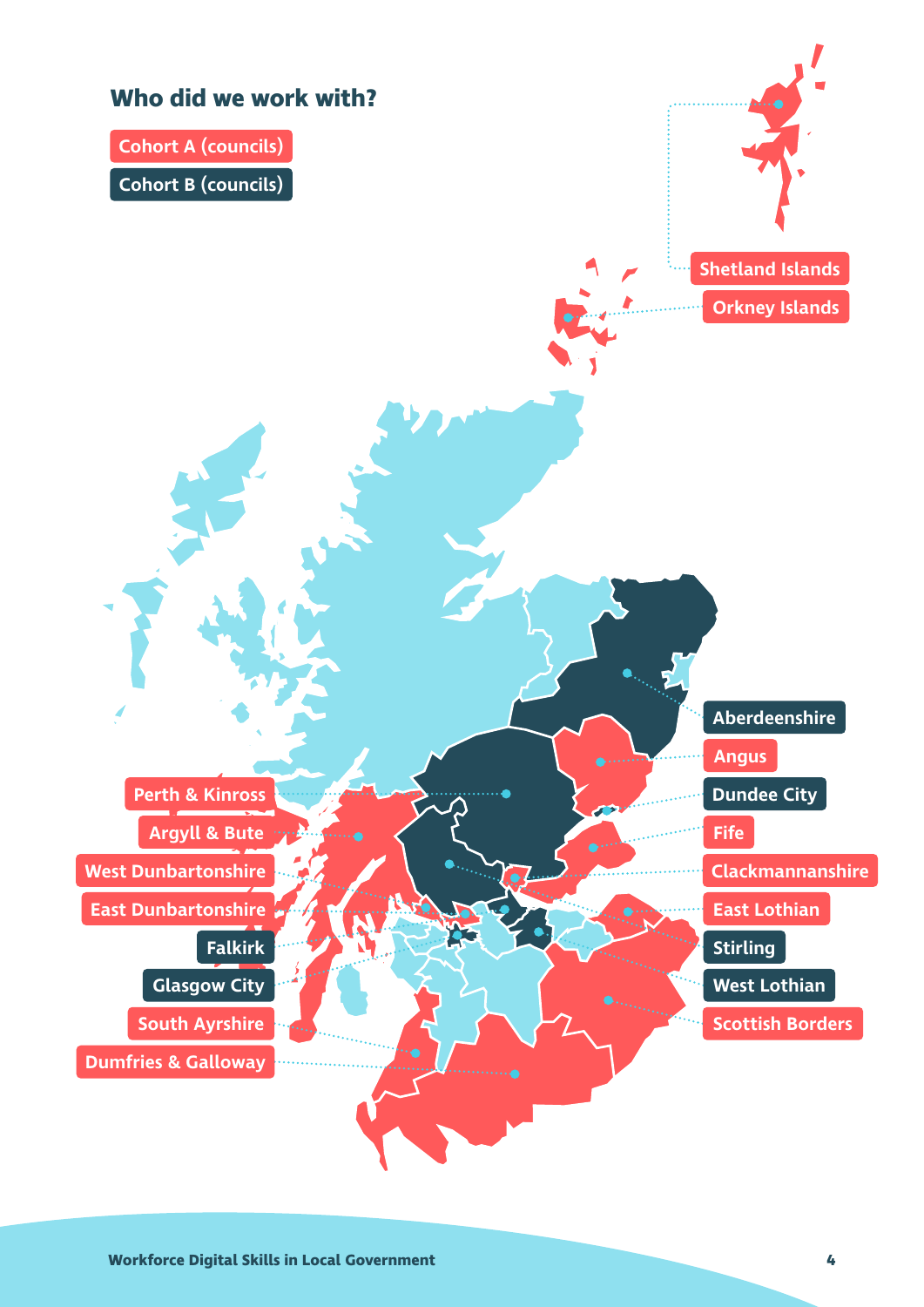## Who did we work with?

Cohort A (councils)

Cohort B (councils)

Shetland Islands

Orkney Islands

Aberdeenshire

Angus

Dundee City

Fife

Clackmannanshire

East Lothian

Stirling

West Lothian

Scottish Borders

Perth & Kinross

Argyll & Bute

West Dunbartonshire

East Dunbartonshire

Falkirk

Glasgow City

South Ayrshire

Dumfries & Galloway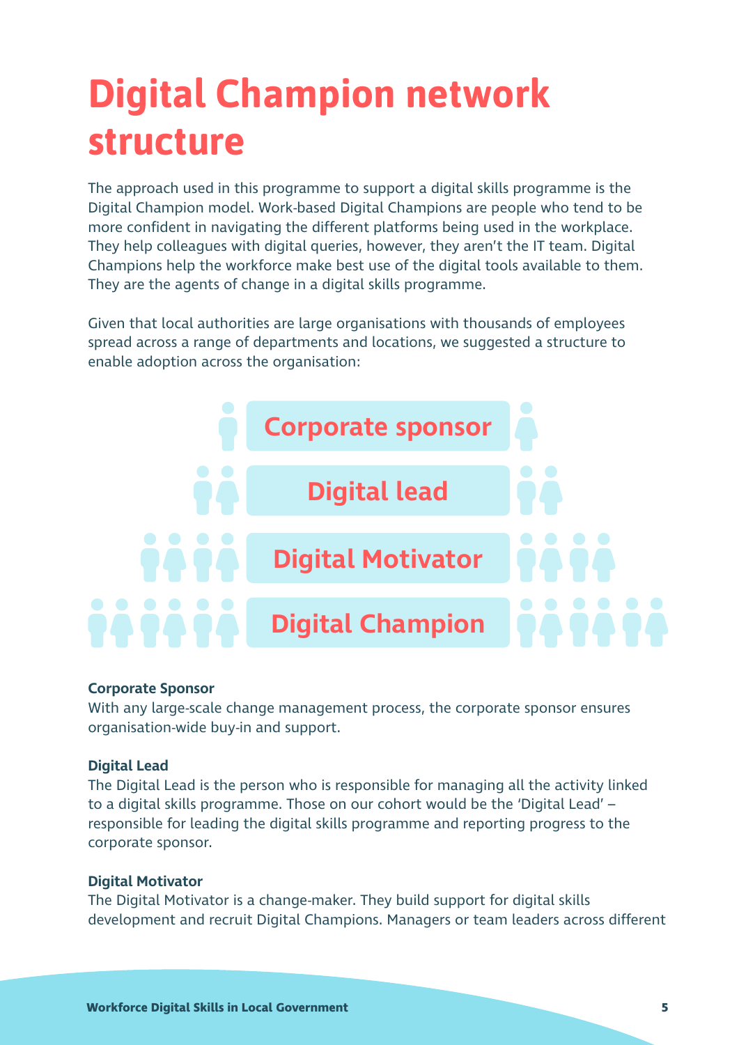# Digital Champion network structure

The approach used in this programme to support a digital skills programme is the Digital Champion model. Work-based Digital Champions are people who tend to be more confident in navigating the different platforms being used in the workplace. They help colleagues with digital queries, however, they aren't the IT team. Digital Champions help the workforce make best use of the digital tools available to them. They are the agents of change in a digital skills programme.

Given that local authorities are large organisations with thousands of employees spread across a range of departments and locations, we suggested a structure to enable adoption across the organisation:

Corporate sponsor

Digital lead

Digital Motivator

Digital Champion

**Corporate Sponsor**
With any large-scale change management process, the corporate sponsor ensures organisation-wide buy-in and support.

**Digital Lead**
The Digital Lead is the person who is responsible for managing all the activity linked to a digital skills programme. Those on our cohort would be the 'Digital Lead' – responsible for leading the digital skills programme and reporting progress to the corporate sponsor.

**Digital Motivator**
The Digital Motivator is a change-maker. They build support for digital skills development and recruit Digital Champions. Managers or team leaders across different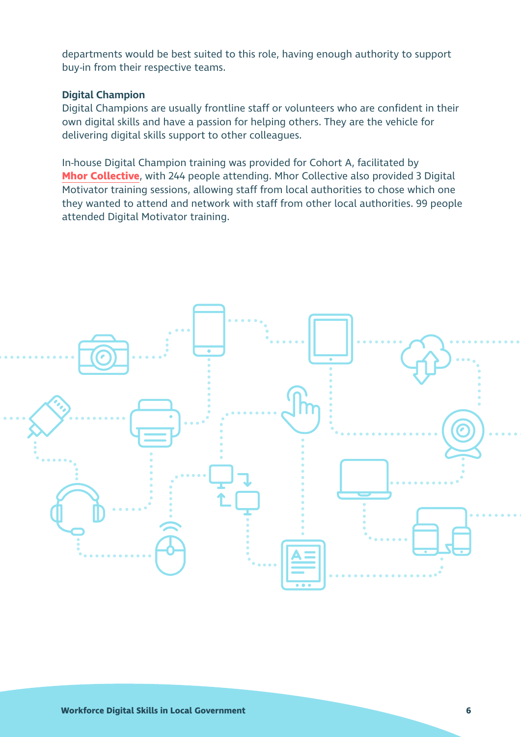departments would be best suited to this role, having enough authority to support buy-in from their respective teams.

### Digital Champion

Digital Champions are usually frontline staff or volunteers who are confident in their own digital skills and have a passion for helping others. They are the vehicle for delivering digital skills support to other colleagues.

In-house Digital Champion training was provided for Cohort A, facilitated by **Mhor Collective**, with 244 people attending. Mhor Collective also provided 3 Digital Motivator training sessions, allowing staff from local authorities to chose which one they wanted to attend and network with staff from other local authorities. 99 people attended Digital Motivator training.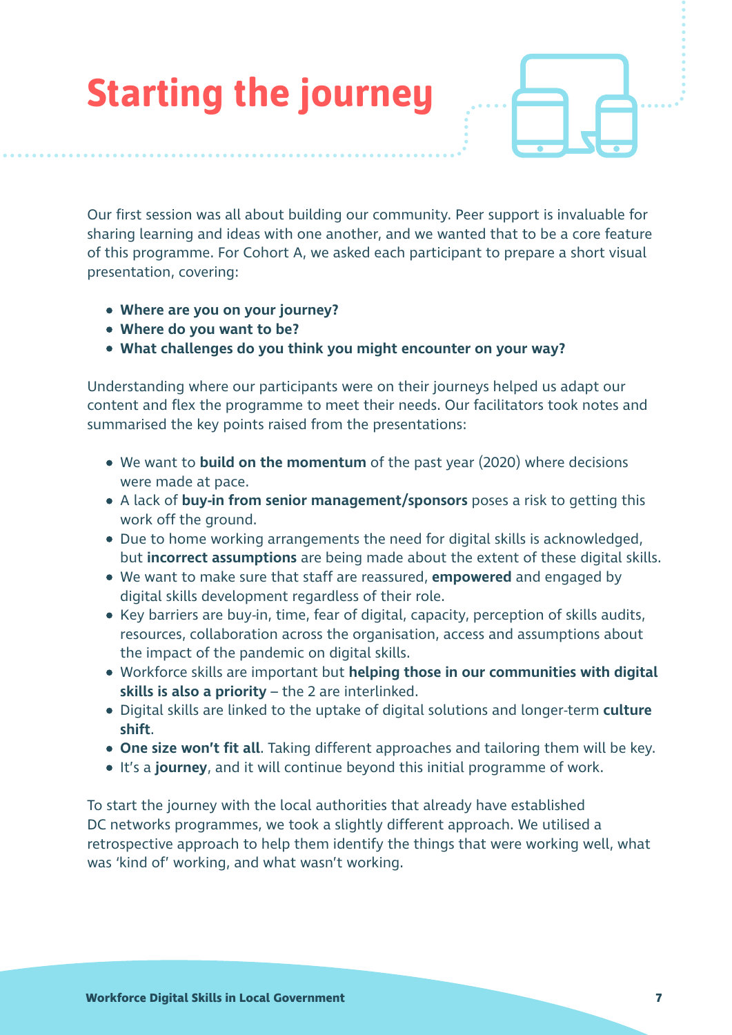# Starting the journey

Our first session was all about building our community. Peer support is invaluable for sharing learning and ideas with one another, and we wanted that to be a core feature of this programme. For Cohort A, we asked each participant to prepare a short visual presentation, covering:

- **Where are you on your journey?**
- **Where do you want to be?**
- **What challenges do you think you might encounter on your way?**

Understanding where our participants were on their journeys helped us adapt our content and flex the programme to meet their needs. Our facilitators took notes and summarised the key points raised from the presentations:

- We want to **build on the momentum** of the past year (2020) where decisions were made at pace.
- A lack of **buy-in from senior management/sponsors** poses a risk to getting this work off the ground.
- Due to home working arrangements the need for digital skills is acknowledged, but **incorrect assumptions** are being made about the extent of these digital skills.
- We want to make sure that staff are reassured, **empowered** and engaged by digital skills development regardless of their role.
- Key barriers are buy-in, time, fear of digital, capacity, perception of skills audits, resources, collaboration across the organisation, access and assumptions about the impact of the pandemic on digital skills.
- Workforce skills are important but **helping those in our communities with digital skills is also a priority** – the 2 are interlinked.
- Digital skills are linked to the uptake of digital solutions and longer-term **culture shift**.
- **One size won't fit all**. Taking different approaches and tailoring them will be key.
- It's a **journey**, and it will continue beyond this initial programme of work.

To start the journey with the local authorities that already have established DC networks programmes, we took a slightly different approach. We utilised a retrospective approach to help them identify the things that were working well, what was 'kind of' working, and what wasn't working.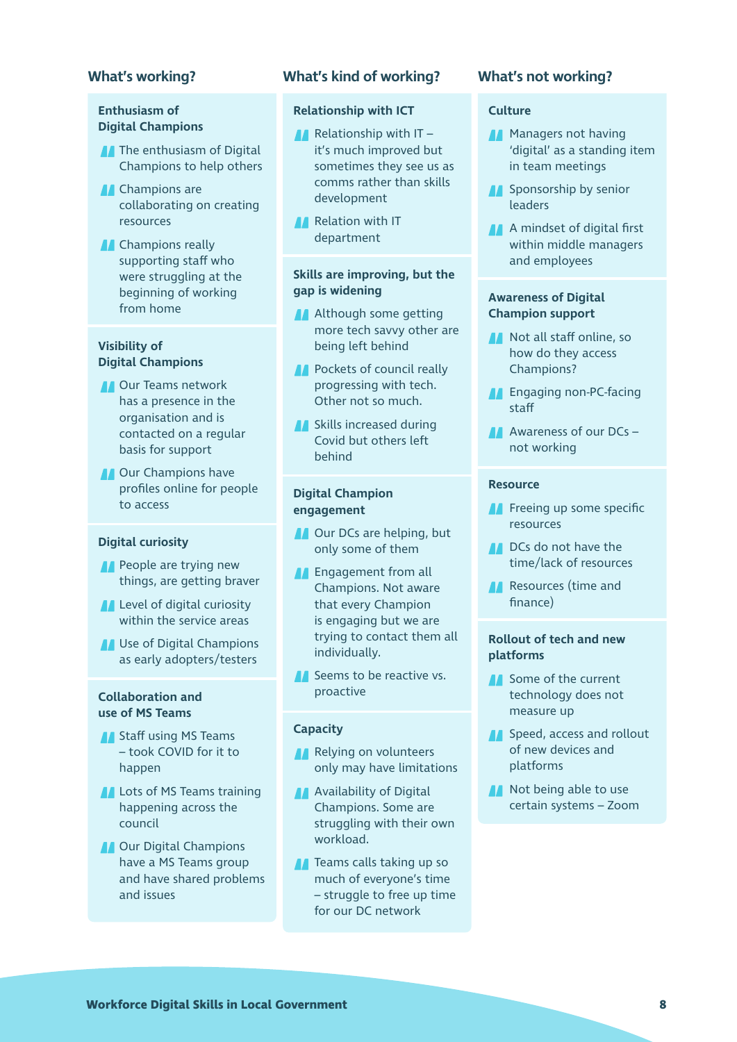## What's working?

### Enthusiasm of Digital Champions

- The enthusiasm of Digital Champions to help others
- Champions are collaborating on creating resources
- Champions really supporting staff who were struggling at the beginning of working from home

### Visibility of Digital Champions

- Our Teams network has a presence in the organisation and is contacted on a regular basis for support
- Our Champions have profiles online for people to access

### Digital curiosity

- People are trying new things, are getting braver
- Level of digital curiosity within the service areas
- Use of Digital Champions as early adopters/testers

### Collaboration and use of MS Teams

- Staff using MS Teams – took COVID for it to happen
- Lots of MS Teams training happening across the council
- Our Digital Champions have a MS Teams group and have shared problems and issues

## What's kind of working?

### Relationship with ICT

- Relationship with IT – it's much improved but sometimes they see us as comms rather than skills development
- Relation with IT department

### Skills are improving, but the gap is widening

- Although some getting more tech savvy other are being left behind
- Pockets of council really progressing with tech. Other not so much.
- Skills increased during Covid but others left behind

### Digital Champion engagement

- Our DCs are helping, but only some of them
- Engagement from all Champions. Not aware that every Champion is engaging but we are trying to contact them all individually.
- Seems to be reactive vs. proactive

### Capacity

- Relying on volunteers only may have limitations
- Availability of Digital Champions. Some are struggling with their own workload.
- Teams calls taking up so much of everyone's time – struggle to free up time for our DC network

## What's not working?

### Culture

- Managers not having 'digital' as a standing item in team meetings
- Sponsorship by senior leaders
- A mindset of digital first within middle managers and employees

### Awareness of Digital Champion support

- Not all staff online, so how do they access Champions?
- Engaging non-PC-facing staff
- Awareness of our DCs – not working

### Resource

- Freeing up some specific resources
- DCs do not have the time/lack of resources
- Resources (time and finance)

### Rollout of tech and new platforms

- Some of the current technology does not measure up
- Speed, access and rollout of new devices and platforms
- Not being able to use certain systems – Zoom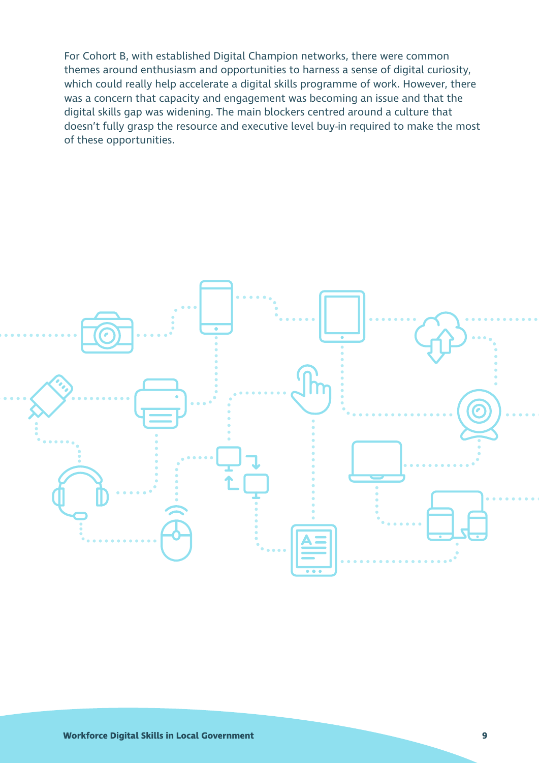For Cohort B, with established Digital Champion networks, there were common themes around enthusiasm and opportunities to harness a sense of digital curiosity, which could really help accelerate a digital skills programme of work. However, there was a concern that capacity and engagement was becoming an issue and that the digital skills gap was widening. The main blockers centred around a culture that doesn't fully grasp the resource and executive level buy-in required to make the most of these opportunities.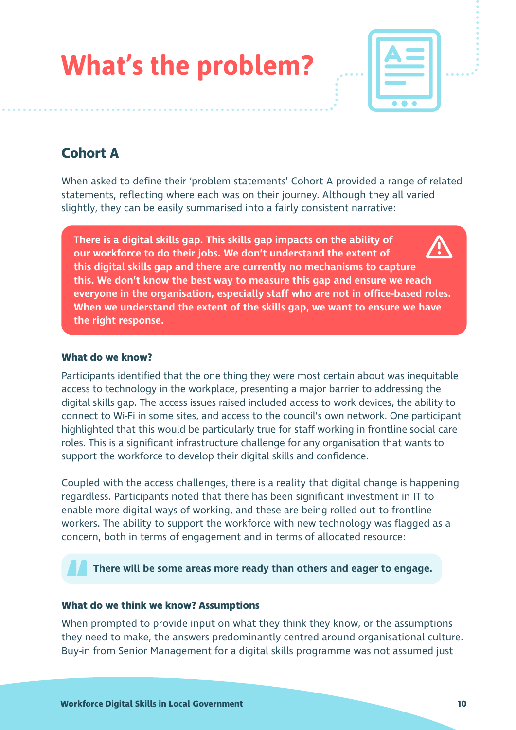# What's the problem?

## Cohort A

When asked to define their 'problem statements' Cohort A provided a range of related statements, reflecting where each was on their journey. Although they all varied slightly, they can be easily summarised into a fairly consistent narrative:

**There is a digital skills gap. This skills gap impacts on the ability of our workforce to do their jobs. We don't understand the extent of this digital skills gap and there are currently no mechanisms to capture this. We don't know the best way to measure this gap and ensure we reach everyone in the organisation, especially staff who are not in office-based roles. When we understand the extent of the skills gap, we want to ensure we have the right response.**

### What do we know?

Participants identified that the one thing they were most certain about was inequitable access to technology in the workplace, presenting a major barrier to addressing the digital skills gap. The access issues raised included access to work devices, the ability to connect to Wi-Fi in some sites, and access to the council's own network. One participant highlighted that this would be particularly true for staff working in frontline social care roles. This is a significant infrastructure challenge for any organisation that wants to support the workforce to develop their digital skills and confidence.

Coupled with the access challenges, there is a reality that digital change is happening regardless. Participants noted that there has been significant investment in IT to enable more digital ways of working, and these are being rolled out to frontline workers. The ability to support the workforce with new technology was flagged as a concern, both in terms of engagement and in terms of allocated resource:

> **There will be some areas more ready than others and eager to engage.**

### What do we think we know? Assumptions

When prompted to provide input on what they think they know, or the assumptions they need to make, the answers predominantly centred around organisational culture. Buy-in from Senior Management for a digital skills programme was not assumed just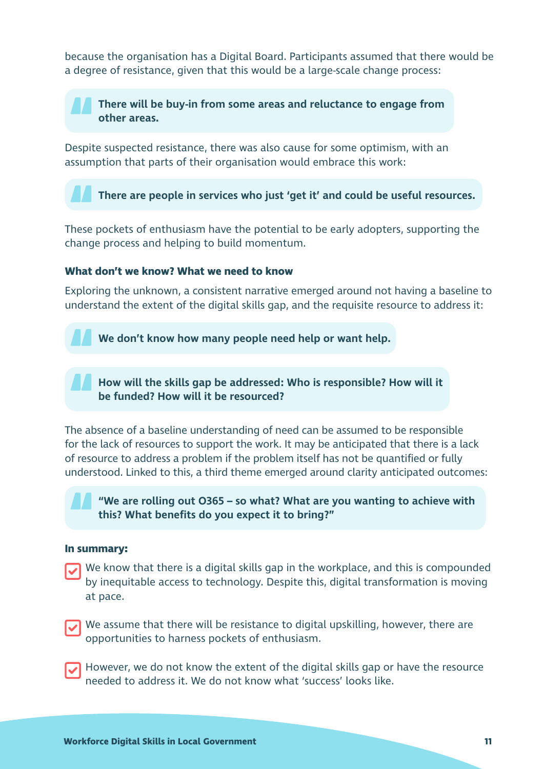because the organisation has a Digital Board. Participants assumed that there would be a degree of resistance, given that this would be a large-scale change process:

> **There will be buy-in from some areas and reluctance to engage from other areas.**

Despite suspected resistance, there was also cause for some optimism, with an assumption that parts of their organisation would embrace this work:

> **There are people in services who just 'get it' and could be useful resources.**

These pockets of enthusiasm have the potential to be early adopters, supporting the change process and helping to build momentum.

#### What don't we know? What we need to know

Exploring the unknown, a consistent narrative emerged around not having a baseline to understand the extent of the digital skills gap, and the requisite resource to address it:

> **We don't know how many people need help or want help.**

> **How will the skills gap be addressed: Who is responsible? How will it be funded? How will it be resourced?**

The absence of a baseline understanding of need can be assumed to be responsible for the lack of resources to support the work. It may be anticipated that there is a lack of resource to address a problem if the problem itself has not be quantified or fully understood. Linked to this, a third theme emerged around clarity anticipated outcomes:

> **"We are rolling out O365 – so what? What are you wanting to achieve with this? What benefits do you expect it to bring?"**

#### In summary:

- We know that there is a digital skills gap in the workplace, and this is compounded by inequitable access to technology. Despite this, digital transformation is moving at pace.
- We assume that there will be resistance to digital upskilling, however, there are opportunities to harness pockets of enthusiasm.
- However, we do not know the extent of the digital skills gap or have the resource needed to address it. We do not know what 'success' looks like.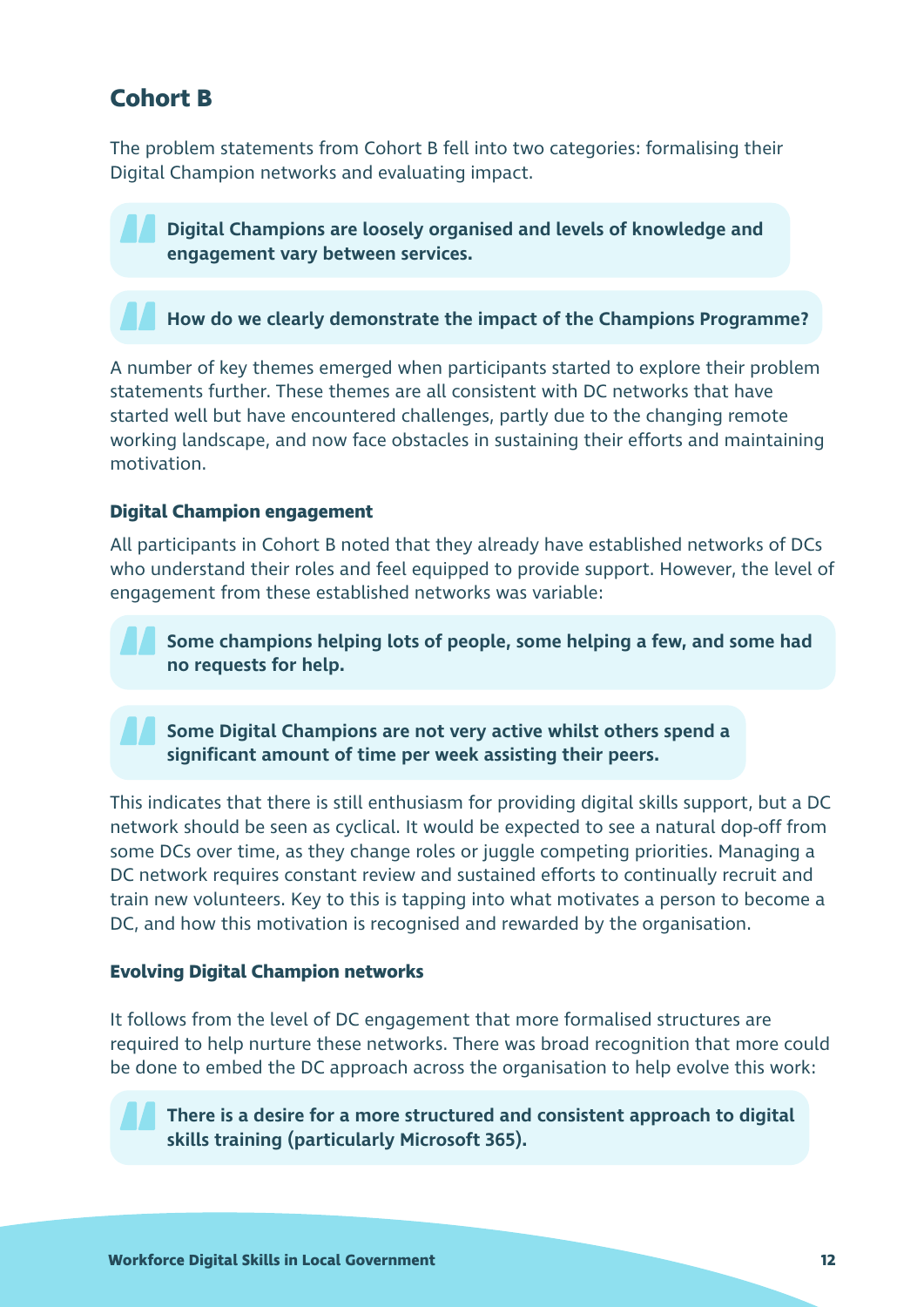## Cohort B

The problem statements from Cohort B fell into two categories: formalising their Digital Champion networks and evaluating impact.

> **Digital Champions are loosely organised and levels of knowledge and engagement vary between services.**

> **How do we clearly demonstrate the impact of the Champions Programme?**

A number of key themes emerged when participants started to explore their problem statements further. These themes are all consistent with DC networks that have started well but have encountered challenges, partly due to the changing remote working landscape, and now face obstacles in sustaining their efforts and maintaining motivation.

### Digital Champion engagement

All participants in Cohort B noted that they already have established networks of DCs who understand their roles and feel equipped to provide support. However, the level of engagement from these established networks was variable:

> **Some champions helping lots of people, some helping a few, and some had no requests for help.**

> **Some Digital Champions are not very active whilst others spend a significant amount of time per week assisting their peers.**

This indicates that there is still enthusiasm for providing digital skills support, but a DC network should be seen as cyclical. It would be expected to see a natural dop-off from some DCs over time, as they change roles or juggle competing priorities. Managing a DC network requires constant review and sustained efforts to continually recruit and train new volunteers. Key to this is tapping into what motivates a person to become a DC, and how this motivation is recognised and rewarded by the organisation.

### Evolving Digital Champion networks

It follows from the level of DC engagement that more formalised structures are required to help nurture these networks. There was broad recognition that more could be done to embed the DC approach across the organisation to help evolve this work:

> **There is a desire for a more structured and consistent approach to digital skills training (particularly Microsoft 365).**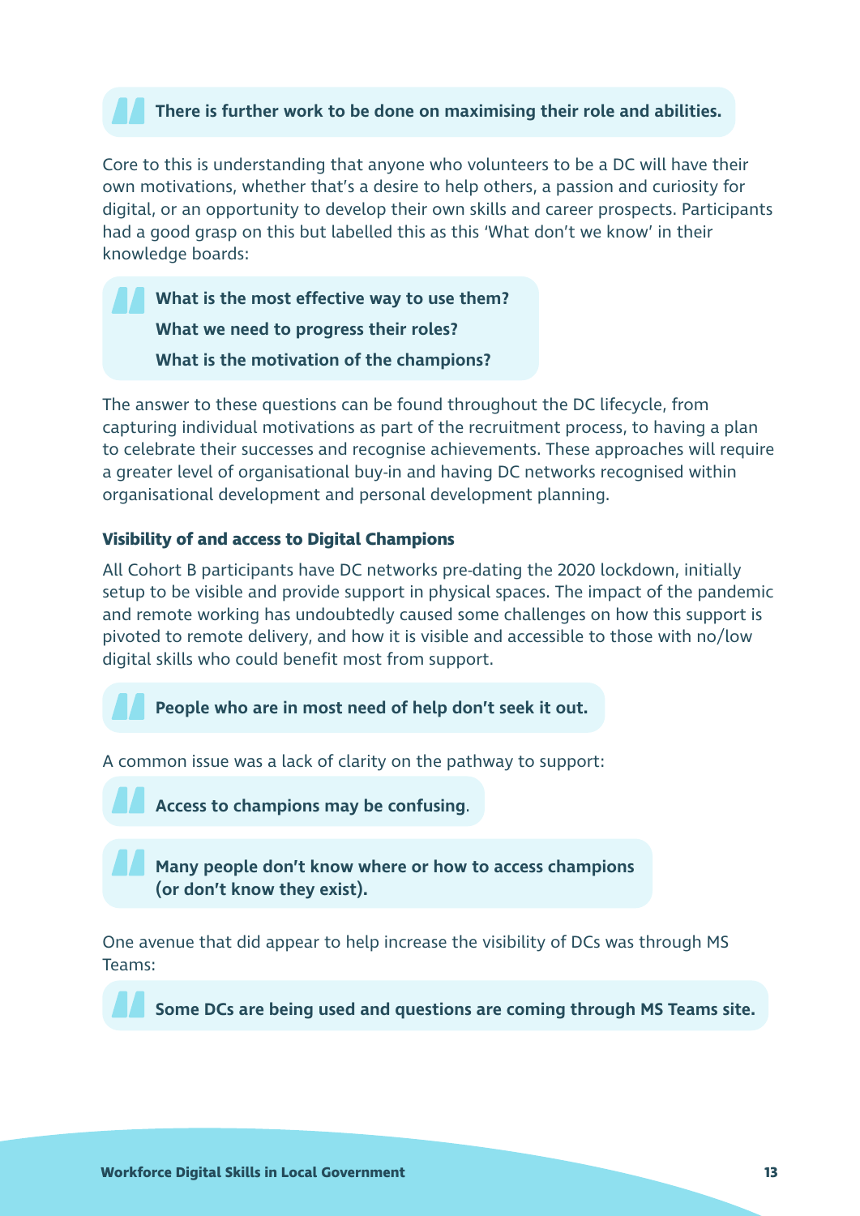> **There is further work to be done on maximising their role and abilities.**

Core to this is understanding that anyone who volunteers to be a DC will have their own motivations, whether that's a desire to help others, a passion and curiosity for digital, or an opportunity to develop their own skills and career prospects. Participants had a good grasp on this but labelled this as this 'What don't we know' in their knowledge boards:

> **What is the most effective way to use them?**
>
> **What we need to progress their roles?**
>
> **What is the motivation of the champions?**

The answer to these questions can be found throughout the DC lifecycle, from capturing individual motivations as part of the recruitment process, to having a plan to celebrate their successes and recognise achievements. These approaches will require a greater level of organisational buy-in and having DC networks recognised within organisational development and personal development planning.

### Visibility of and access to Digital Champions

All Cohort B participants have DC networks pre-dating the 2020 lockdown, initially setup to be visible and provide support in physical spaces. The impact of the pandemic and remote working has undoubtedly caused some challenges on how this support is pivoted to remote delivery, and how it is visible and accessible to those with no/low digital skills who could benefit most from support.

> **People who are in most need of help don't seek it out.**

A common issue was a lack of clarity on the pathway to support:

> **Access to champions may be confusing**.

> **Many people don't know where or how to access champions (or don't know they exist).**

One avenue that did appear to help increase the visibility of DCs was through MS Teams:

> **Some DCs are being used and questions are coming through MS Teams site.**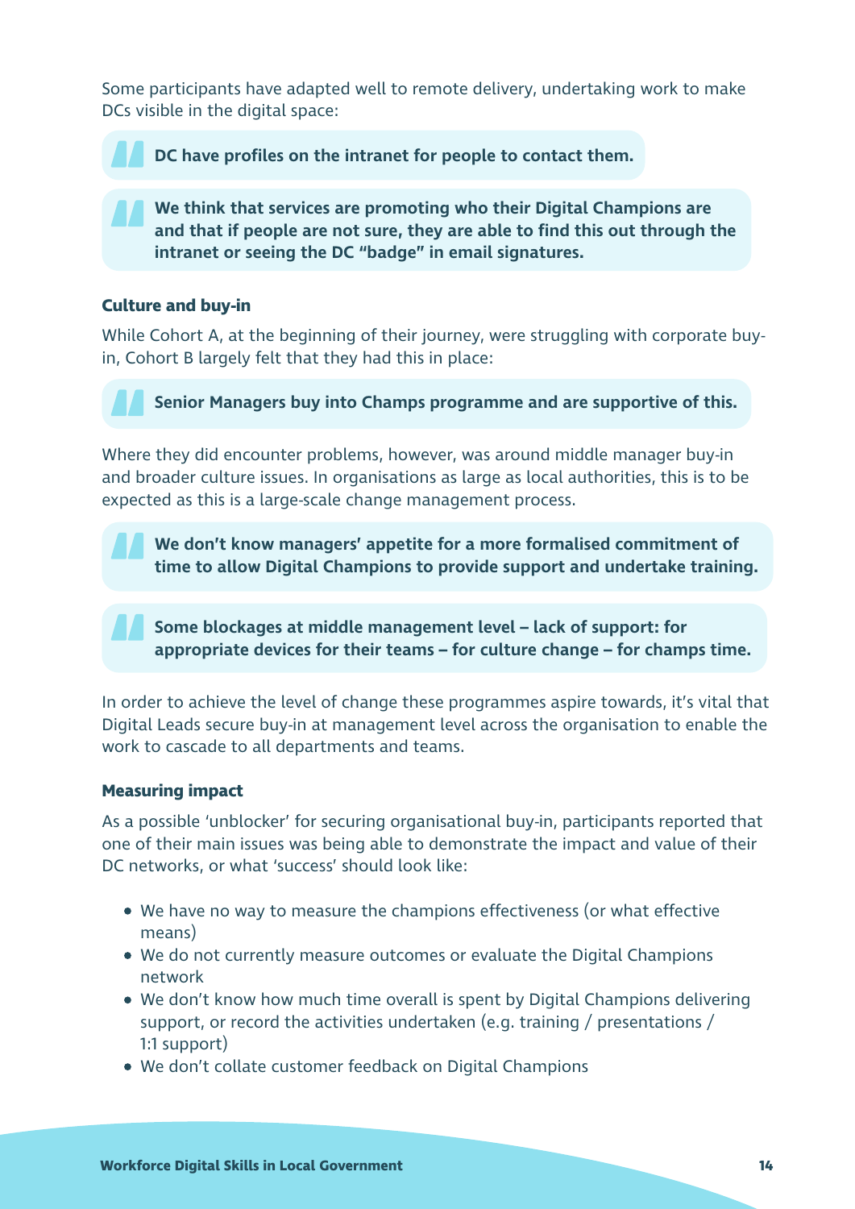Some participants have adapted well to remote delivery, undertaking work to make DCs visible in the digital space:

> **DC have profiles on the intranet for people to contact them.**

> **We think that services are promoting who their Digital Champions are and that if people are not sure, they are able to find this out through the intranet or seeing the DC "badge" in email signatures.**

### Culture and buy-in

While Cohort A, at the beginning of their journey, were struggling with corporate buy-in, Cohort B largely felt that they had this in place:

> **Senior Managers buy into Champs programme and are supportive of this.**

Where they did encounter problems, however, was around middle manager buy-in and broader culture issues. In organisations as large as local authorities, this is to be expected as this is a large-scale change management process.

> **We don't know managers' appetite for a more formalised commitment of time to allow Digital Champions to provide support and undertake training.**

> **Some blockages at middle management level – lack of support: for appropriate devices for their teams – for culture change – for champs time.**

In order to achieve the level of change these programmes aspire towards, it's vital that Digital Leads secure buy-in at management level across the organisation to enable the work to cascade to all departments and teams.

### Measuring impact

As a possible 'unblocker' for securing organisational buy-in, participants reported that one of their main issues was being able to demonstrate the impact and value of their DC networks, or what 'success' should look like:

- We have no way to measure the champions effectiveness (or what effective means)
- We do not currently measure outcomes or evaluate the Digital Champions network
- We don't know how much time overall is spent by Digital Champions delivering support, or record the activities undertaken (e.g. training / presentations / 1:1 support)
- We don't collate customer feedback on Digital Champions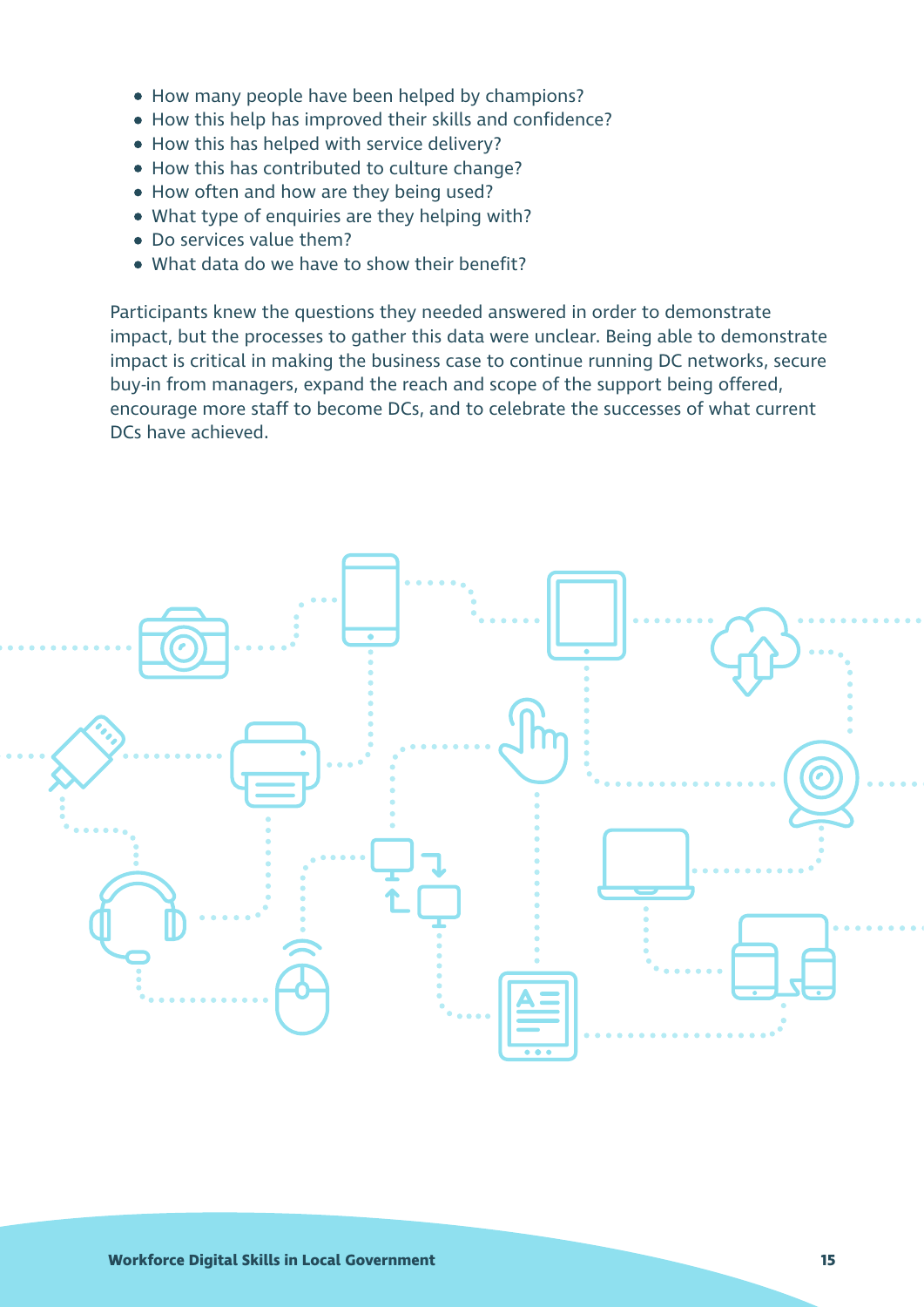- How many people have been helped by champions?
- How this help has improved their skills and confidence?
- How this has helped with service delivery?
- How this has contributed to culture change?
- How often and how are they being used?
- What type of enquiries are they helping with?
- Do services value them?
- What data do we have to show their benefit?

Participants knew the questions they needed answered in order to demonstrate impact, but the processes to gather this data were unclear. Being able to demonstrate impact is critical in making the business case to continue running DC networks, secure buy-in from managers, expand the reach and scope of the support being offered, encourage more staff to become DCs, and to celebrate the successes of what current DCs have achieved.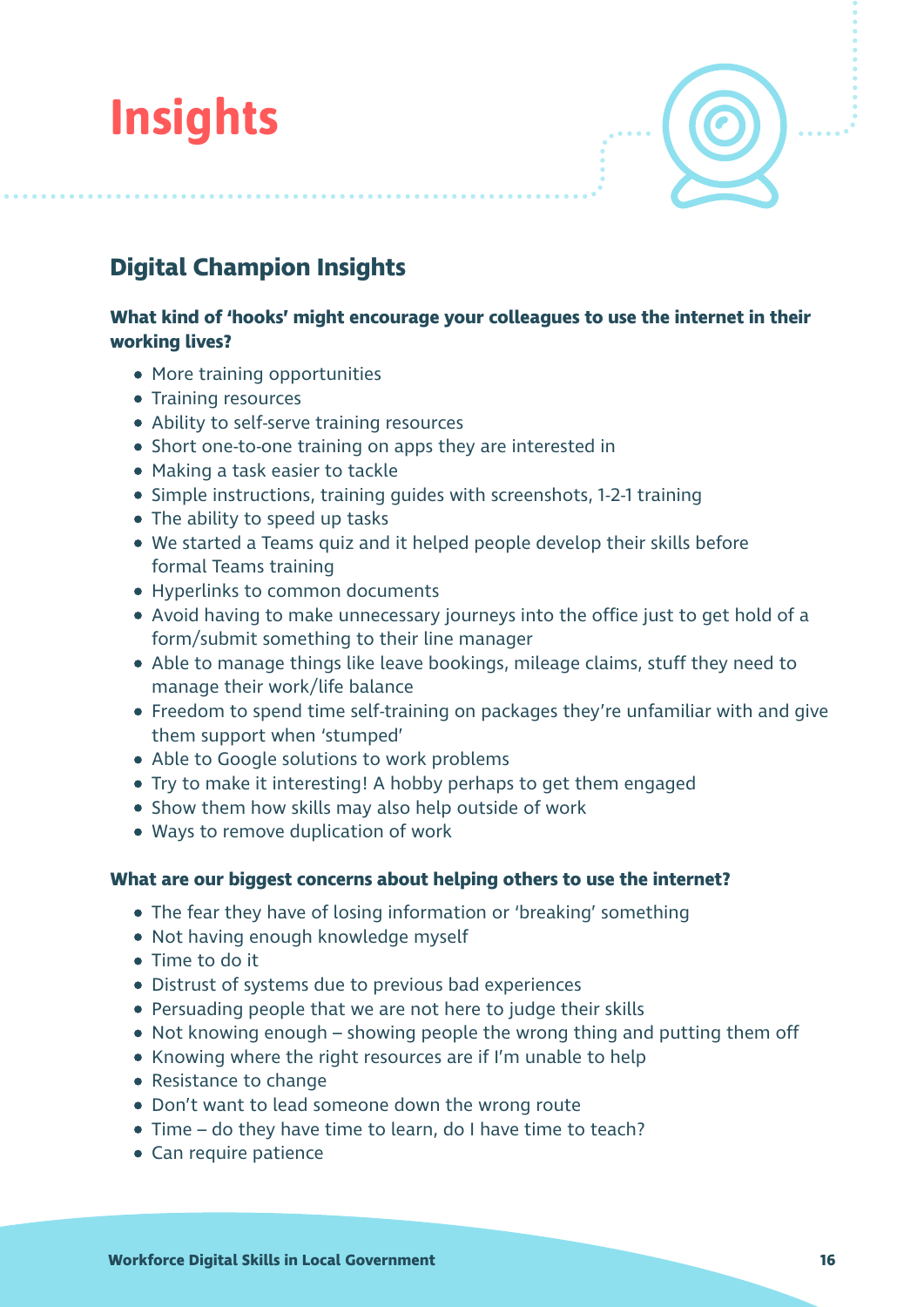# Insights

## Digital Champion Insights

**What kind of 'hooks' might encourage your colleagues to use the internet in their working lives?**

- More training opportunities
- Training resources
- Ability to self-serve training resources
- Short one-to-one training on apps they are interested in
- Making a task easier to tackle
- Simple instructions, training guides with screenshots, 1-2-1 training
- The ability to speed up tasks
- We started a Teams quiz and it helped people develop their skills before formal Teams training
- Hyperlinks to common documents
- Avoid having to make unnecessary journeys into the office just to get hold of a form/submit something to their line manager
- Able to manage things like leave bookings, mileage claims, stuff they need to manage their work/life balance
- Freedom to spend time self-training on packages they're unfamiliar with and give them support when 'stumped'
- Able to Google solutions to work problems
- Try to make it interesting! A hobby perhaps to get them engaged
- Show them how skills may also help outside of work
- Ways to remove duplication of work

**What are our biggest concerns about helping others to use the internet?**

- The fear they have of losing information or 'breaking' something
- Not having enough knowledge myself
- Time to do it
- Distrust of systems due to previous bad experiences
- Persuading people that we are not here to judge their skills
- Not knowing enough – showing people the wrong thing and putting them off
- Knowing where the right resources are if I'm unable to help
- Resistance to change
- Don't want to lead someone down the wrong route
- Time – do they have time to learn, do I have time to teach?
- Can require patience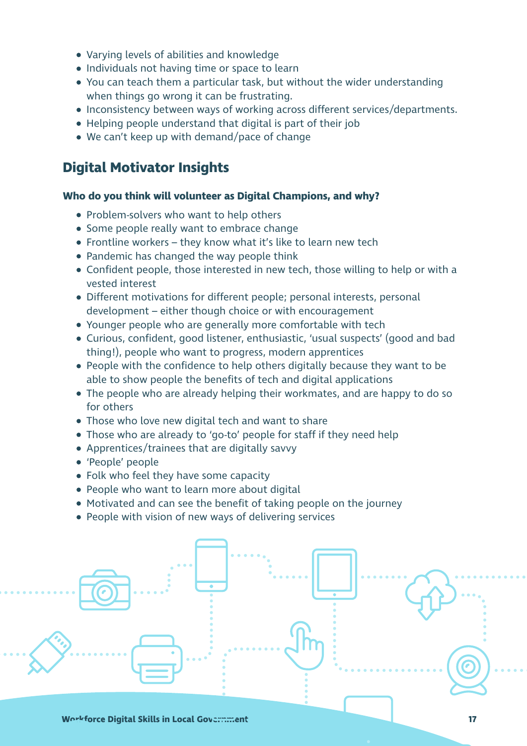- Varying levels of abilities and knowledge
- Individuals not having time or space to learn
- You can teach them a particular task, but without the wider understanding when things go wrong it can be frustrating.
- Inconsistency between ways of working across different services/departments.
- Helping people understand that digital is part of their job
- We can't keep up with demand/pace of change

## Digital Motivator Insights

**Who do you think will volunteer as Digital Champions, and why?**

- Problem-solvers who want to help others
- Some people really want to embrace change
- Frontline workers – they know what it's like to learn new tech
- Pandemic has changed the way people think
- Confident people, those interested in new tech, those willing to help or with a vested interest
- Different motivations for different people; personal interests, personal development – either though choice or with encouragement
- Younger people who are generally more comfortable with tech
- Curious, confident, good listener, enthusiastic, 'usual suspects' (good and bad thing!), people who want to progress, modern apprentices
- People with the confidence to help others digitally because they want to be able to show people the benefits of tech and digital applications
- The people who are already helping their workmates, and are happy to do so for others
- Those who love new digital tech and want to share
- Those who are already to 'go-to' people for staff if they need help
- Apprentices/trainees that are digitally savvy
- 'People' people
- Folk who feel they have some capacity
- People who want to learn more about digital
- Motivated and can see the benefit of taking people on the journey
- People with vision of new ways of delivering services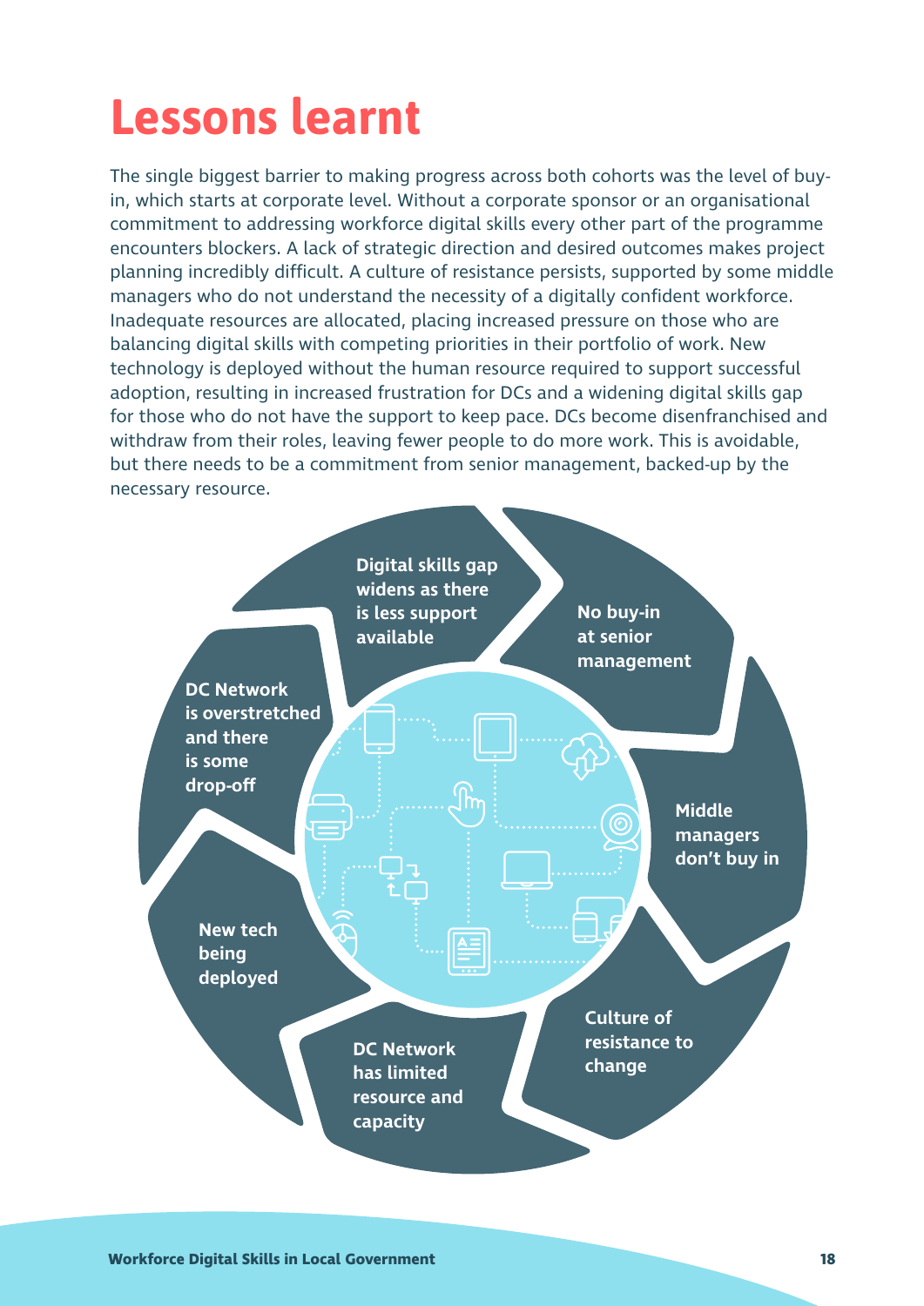# Lessons learnt

The single biggest barrier to making progress across both cohorts was the level of buy-in, which starts at corporate level. Without a corporate sponsor or an organisational commitment to addressing workforce digital skills every other part of the programme encounters blockers. A lack of strategic direction and desired outcomes makes project planning incredibly difficult. A culture of resistance persists, supported by some middle managers who do not understand the necessity of a digitally confident workforce. Inadequate resources are allocated, placing increased pressure on those who are balancing digital skills with competing priorities in their portfolio of work. New technology is deployed without the human resource required to support successful adoption, resulting in increased frustration for DCs and a widening digital skills gap for those who do not have the support to keep pace. DCs become disenfranchised and withdraw from their roles, leaving fewer people to do more work. This is avoidable, but there needs to be a commitment from senior management, backed-up by the necessary resource.

- No buy-in at senior management
- Middle managers don't buy in
- Culture of resistance to change
- DC Network has limited resource and capacity
- New tech being deployed
- DC Network is overstretched and there is some drop-off
- Digital skills gap widens as there is less support available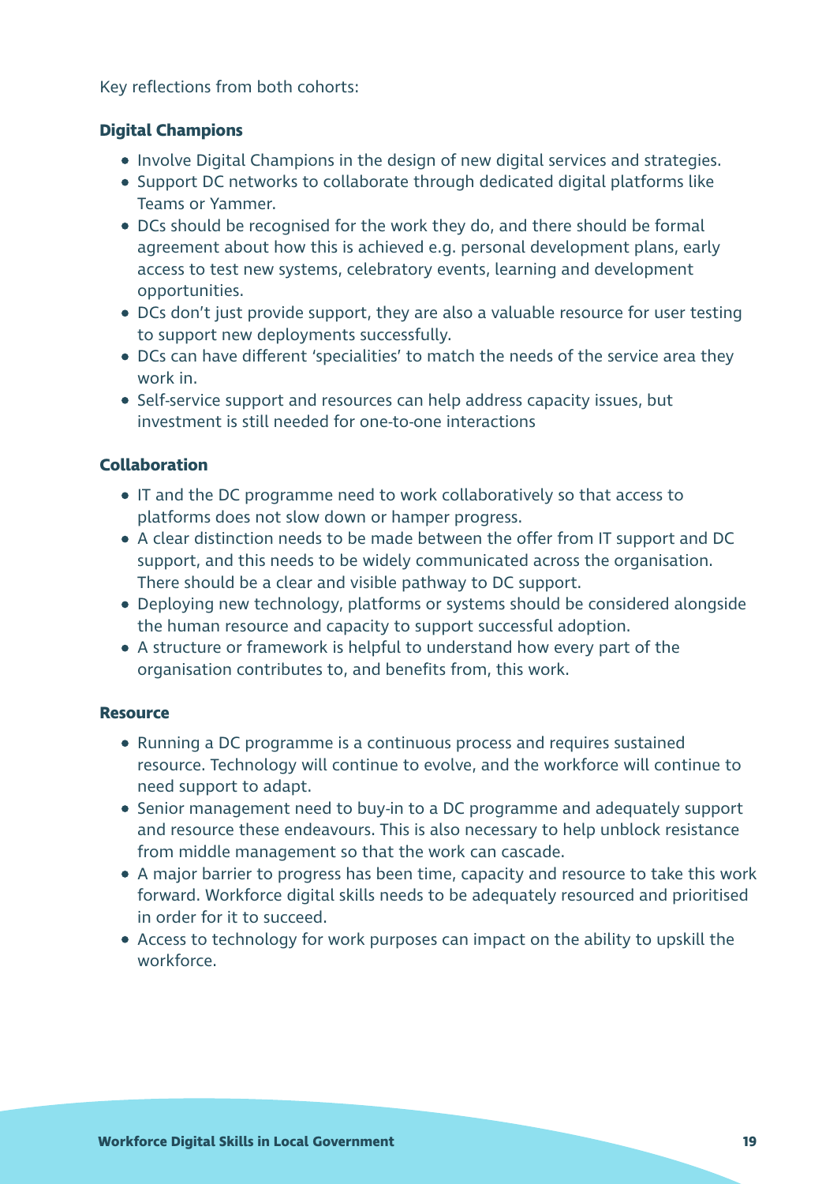Key reflections from both cohorts:

### Digital Champions

- Involve Digital Champions in the design of new digital services and strategies.
- Support DC networks to collaborate through dedicated digital platforms like Teams or Yammer.
- DCs should be recognised for the work they do, and there should be formal agreement about how this is achieved e.g. personal development plans, early access to test new systems, celebratory events, learning and development opportunities.
- DCs don't just provide support, they are also a valuable resource for user testing to support new deployments successfully.
- DCs can have different 'specialities' to match the needs of the service area they work in.
- Self-service support and resources can help address capacity issues, but investment is still needed for one-to-one interactions

### Collaboration

- IT and the DC programme need to work collaboratively so that access to platforms does not slow down or hamper progress.
- A clear distinction needs to be made between the offer from IT support and DC support, and this needs to be widely communicated across the organisation. There should be a clear and visible pathway to DC support.
- Deploying new technology, platforms or systems should be considered alongside the human resource and capacity to support successful adoption.
- A structure or framework is helpful to understand how every part of the organisation contributes to, and benefits from, this work.

### Resource

- Running a DC programme is a continuous process and requires sustained resource. Technology will continue to evolve, and the workforce will continue to need support to adapt.
- Senior management need to buy-in to a DC programme and adequately support and resource these endeavours. This is also necessary to help unblock resistance from middle management so that the work can cascade.
- A major barrier to progress has been time, capacity and resource to take this work forward. Workforce digital skills needs to be adequately resourced and prioritised in order for it to succeed.
- Access to technology for work purposes can impact on the ability to upskill the workforce.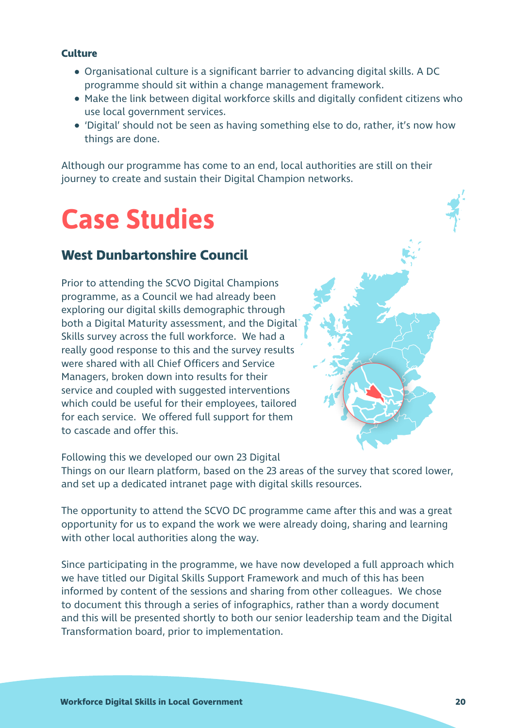**Culture**

- Organisational culture is a significant barrier to advancing digital skills. A DC programme should sit within a change management framework.
- Make the link between digital workforce skills and digitally confident citizens who use local government services.
- 'Digital' should not be seen as having something else to do, rather, it's now how things are done.

Although our programme has come to an end, local authorities are still on their journey to create and sustain their Digital Champion networks.

# Case Studies

## West Dunbartonshire Council

Prior to attending the SCVO Digital Champions programme, as a Council we had already been exploring our digital skills demographic through both a Digital Maturity assessment, and the Digital Skills survey across the full workforce. We had a really good response to this and the survey results were shared with all Chief Officers and Service Managers, broken down into results for their service and coupled with suggested interventions which could be useful for their employees, tailored for each service. We offered full support for them to cascade and offer this.

Following this we developed our own 23 Digital Things on our Ilearn platform, based on the 23 areas of the survey that scored lower, and set up a dedicated intranet page with digital skills resources.

The opportunity to attend the SCVO DC programme came after this and was a great opportunity for us to expand the work we were already doing, sharing and learning with other local authorities along the way.

Since participating in the programme, we have now developed a full approach which we have titled our Digital Skills Support Framework and much of this has been informed by content of the sessions and sharing from other colleagues. We chose to document this through a series of infographics, rather than a wordy document and this will be presented shortly to both our senior leadership team and the Digital Transformation board, prior to implementation.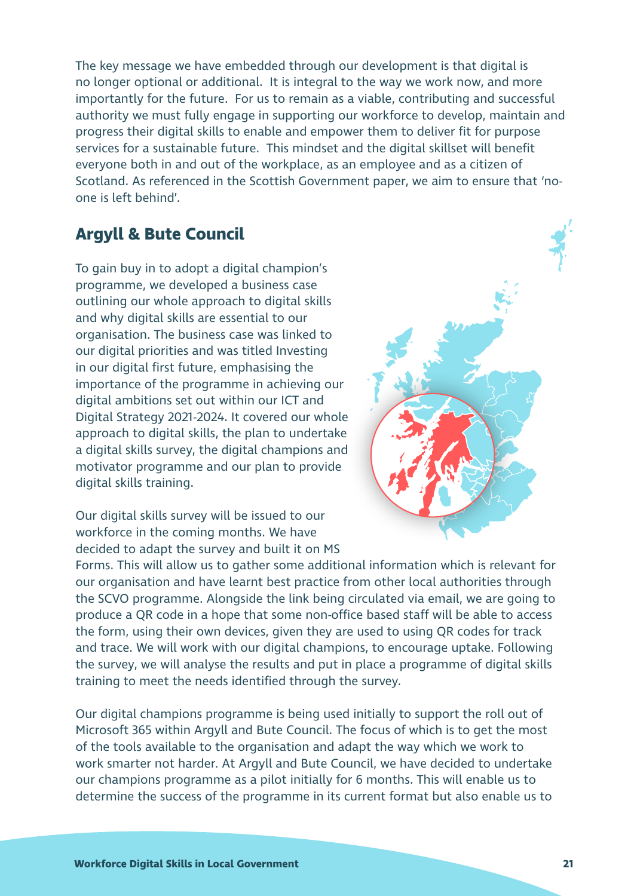The key message we have embedded through our development is that digital is no longer optional or additional. It is integral to the way we work now, and more importantly for the future. For us to remain as a viable, contributing and successful authority we must fully engage in supporting our workforce to develop, maintain and progress their digital skills to enable and empower them to deliver fit for purpose services for a sustainable future. This mindset and the digital skillset will benefit everyone both in and out of the workplace, as an employee and as a citizen of Scotland. As referenced in the Scottish Government paper, we aim to ensure that 'no-one is left behind'.

## Argyll & Bute Council

To gain buy in to adopt a digital champion's programme, we developed a business case outlining our whole approach to digital skills and why digital skills are essential to our organisation. The business case was linked to our digital priorities and was titled Investing in our digital first future, emphasising the importance of the programme in achieving our digital ambitions set out within our ICT and Digital Strategy 2021-2024. It covered our whole approach to digital skills, the plan to undertake a digital skills survey, the digital champions and motivator programme and our plan to provide digital skills training.

Our digital skills survey will be issued to our workforce in the coming months. We have decided to adapt the survey and built it on MS Forms. This will allow us to gather some additional information which is relevant for our organisation and have learnt best practice from other local authorities through the SCVO programme. Alongside the link being circulated via email, we are going to produce a QR code in a hope that some non-office based staff will be able to access the form, using their own devices, given they are used to using QR codes for track and trace. We will work with our digital champions, to encourage uptake. Following the survey, we will analyse the results and put in place a programme of digital skills training to meet the needs identified through the survey.

Our digital champions programme is being used initially to support the roll out of Microsoft 365 within Argyll and Bute Council. The focus of which is to get the most of the tools available to the organisation and adapt the way which we work to work smarter not harder. At Argyll and Bute Council, we have decided to undertake our champions programme as a pilot initially for 6 months. This will enable us to determine the success of the programme in its current format but also enable us to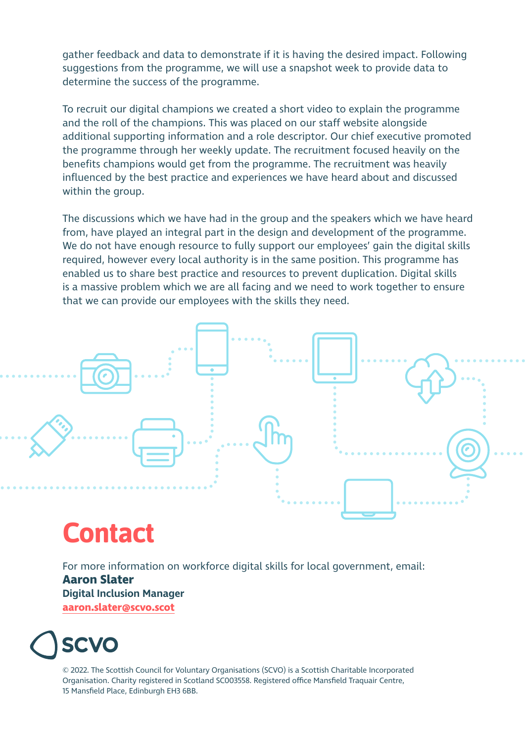gather feedback and data to demonstrate if it is having the desired impact. Following suggestions from the programme, we will use a snapshot week to provide data to determine the success of the programme.

To recruit our digital champions we created a short video to explain the programme and the roll of the champions. This was placed on our staff website alongside additional supporting information and a role descriptor. Our chief executive promoted the programme through her weekly update. The recruitment focused heavily on the benefits champions would get from the programme. The recruitment was heavily influenced by the best practice and experiences we have heard about and discussed within the group.

The discussions which we have had in the group and the speakers which we have heard from, have played an integral part in the design and development of the programme. We do not have enough resource to fully support our employees' gain the digital skills required, however every local authority is in the same position. This programme has enabled us to share best practice and resources to prevent duplication. Digital skills is a massive problem which we are all facing and we need to work together to ensure that we can provide our employees with the skills they need.

# Contact

For more information on workforce digital skills for local government, email:
**Aaron Slater**
**Digital Inclusion Manager**
**aaron.slater@scvo.scot**

scvo

© 2022. The Scottish Council for Voluntary Organisations (SCVO) is a Scottish Charitable Incorporated Organisation. Charity registered in Scotland SC003558. Registered office Mansfield Traquair Centre, 15 Mansfield Place, Edinburgh EH3 6BB.